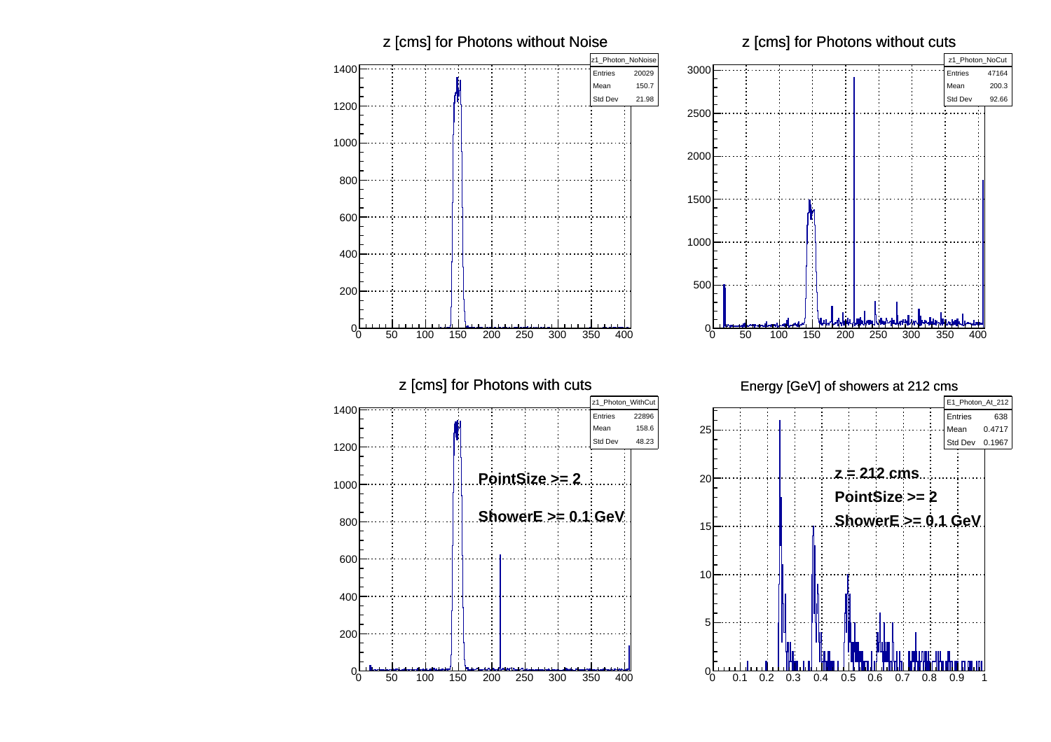## z [cms] for Photons without Noise

| z1_Photon_NoNoise | |
|---|---|
| Entries | 20029 |
| Mean | 150.7 |
| Std Dev | 21.98 |

## z [cms] for Photons without cuts

| z1_Photon_NoCut | |
|---|---|
| Entries | 47164 |
| Mean | 200.3 |
| Std Dev | 92.66 |

## z [cms] for Photons with cuts

| z1_Photon_WithCut | |
|---|---|
| Entries | 22896 |
| Mean | 158.6 |
| Std Dev | 48.23 |

**PointSize >= 2**

**ShowerE >= 0.1 GeV**

## Energy [GeV] of showers at 212 cms

| E1_Photon_At_212 | |
|---|---|
| Entries | 638 |
| Mean | 0.4717 |
| Std Dev | 0.1967 |

**z = 212 cms**

**PointSize >= 2**

**ShowerE >= 0.1 GeV**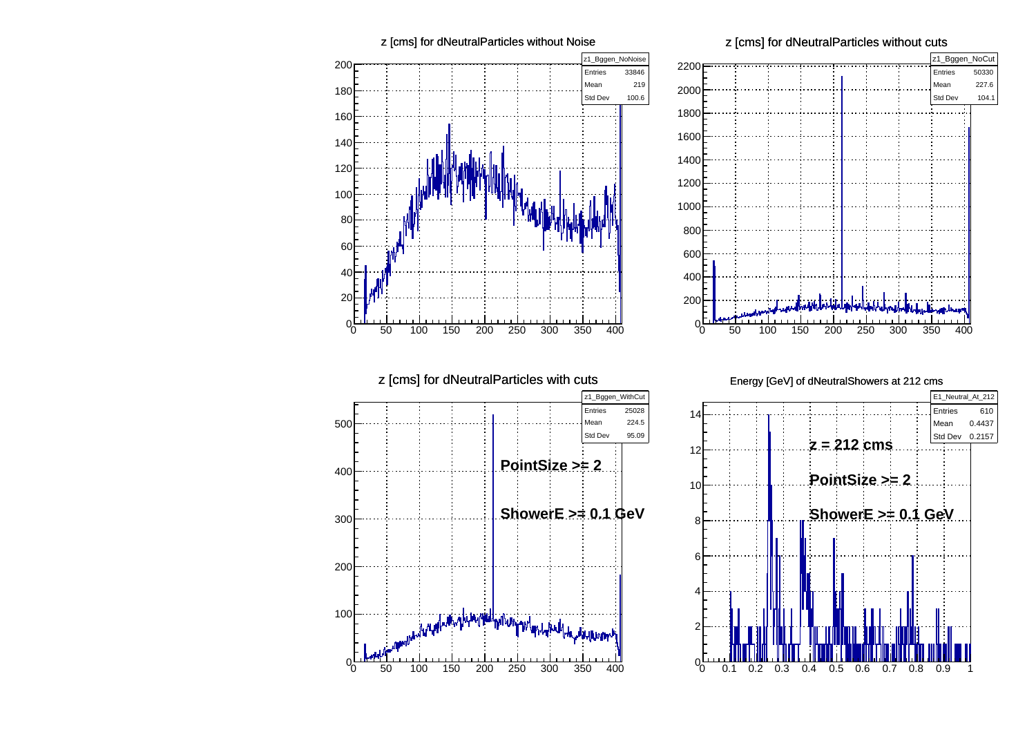z [cms] for dNeutralParticles without Noise

z1_Bggen_NoNoise

Entries 33846

Mean 219

Std Dev 100.6

0 50 100 150 200 250 300 350 400

0 20 40 60 80 100 120 140 160 180 200

z [cms] for dNeutralParticles without cuts

z1_Bggen_NoCut

Entries 50330

Mean 227.6

Std Dev 104.1

0 50 100 150 200 250 300 350 400

0 200 400 600 800 1000 1200 1400 1600 1800 2000 2200

z [cms] for dNeutralParticles with cuts

z1_Bggen_WithCut

Entries 25028

Mean 224.5

Std Dev 95.09

**PointSize >= 2**

**ShowerE >= 0.1 GeV**

0 50 100 150 200 250 300 350 400

0 100 200 300 400 500

Energy [GeV] of dNeutralShowers at 212 cms

E1_Neutral_At_212

Entries 610

Mean 0.4437

Std Dev 0.2157

**z = 212 cms**

**PointSize >= 2**

**ShowerE >= 0.1 GeV**

0 0.1 0.2 0.3 0.4 0.5 0.6 0.7 0.8 0.9 1

0 2 4 6 8 10 12 14